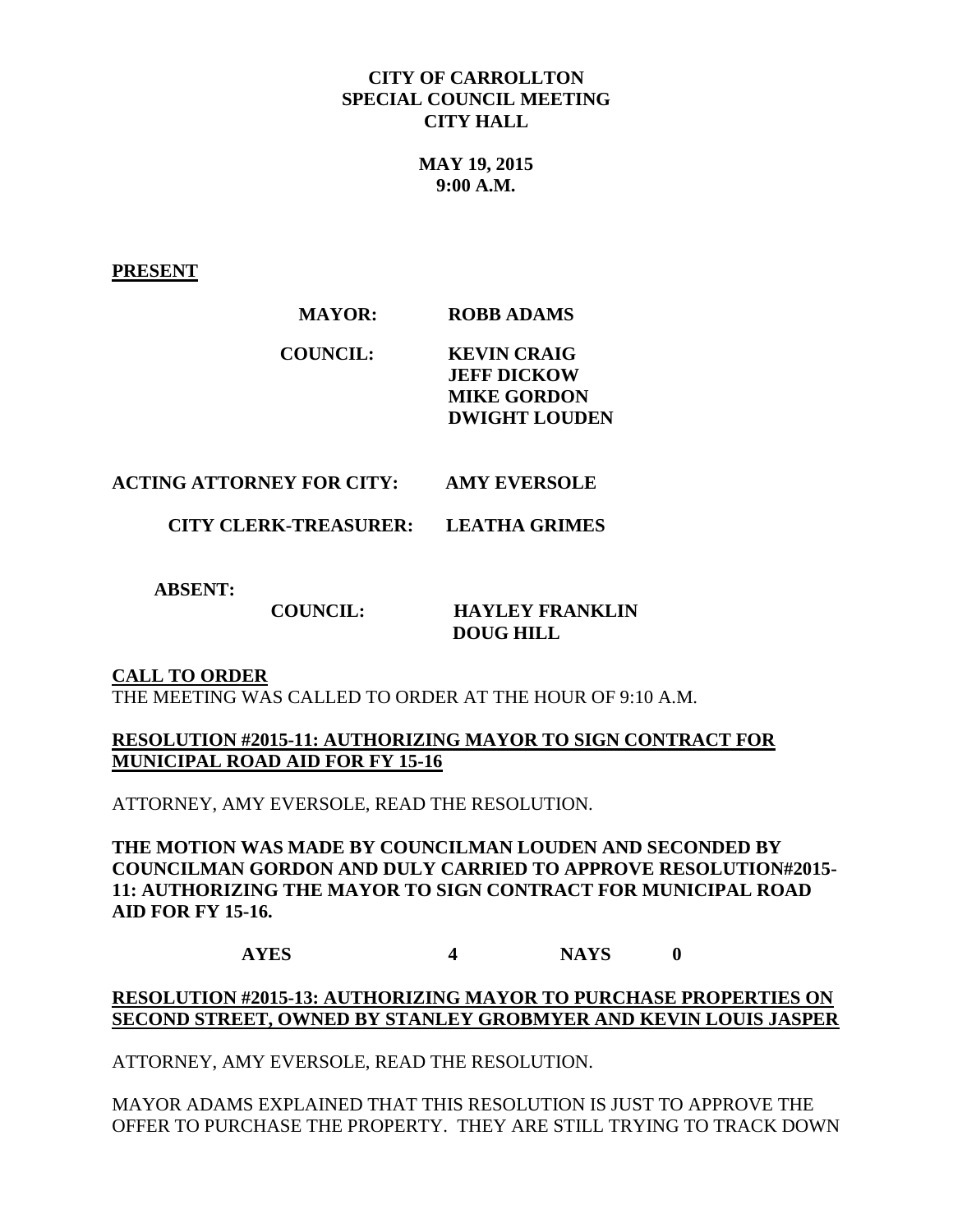**CITY OF CARROLLTON**
**SPECIAL COUNCIL MEETING**
**CITY HALL**

**MAY 19, 2015**
**9:00 A.M.**

**PRESENT**

**MAYOR:** **ROBB ADAMS**

**COUNCIL:** **KEVIN CRAIG**
**JEFF DICKOW**
**MIKE GORDON**
**DWIGHT LOUDEN**

**ACTING ATTORNEY FOR CITY:** **AMY EVERSOLE**

**CITY CLERK-TREASURER:** **LEATHA GRIMES**

**ABSENT:**

**COUNCIL:** **HAYLEY FRANKLIN**
**DOUG HILL**

**CALL TO ORDER**

THE MEETING WAS CALLED TO ORDER AT THE HOUR OF 9:10 A.M.

**RESOLUTION #2015-11: AUTHORIZING MAYOR TO SIGN CONTRACT FOR MUNICIPAL ROAD AID FOR FY 15-16**

ATTORNEY, AMY EVERSOLE, READ THE RESOLUTION.

**THE MOTION WAS MADE BY COUNCILMAN LOUDEN AND SECONDED BY COUNCILMAN GORDON AND DULY CARRIED TO APPROVE RESOLUTION#2015-11: AUTHORIZING THE MAYOR TO SIGN CONTRACT FOR MUNICIPAL ROAD AID FOR FY 15-16.**

**AYES 4 NAYS 0**

**RESOLUTION #2015-13: AUTHORIZING MAYOR TO PURCHASE PROPERTIES ON SECOND STREET, OWNED BY STANLEY GROBMYER AND KEVIN LOUIS JASPER**

ATTORNEY, AMY EVERSOLE, READ THE RESOLUTION.

MAYOR ADAMS EXPLAINED THAT THIS RESOLUTION IS JUST TO APPROVE THE OFFER TO PURCHASE THE PROPERTY. THEY ARE STILL TRYING TO TRACK DOWN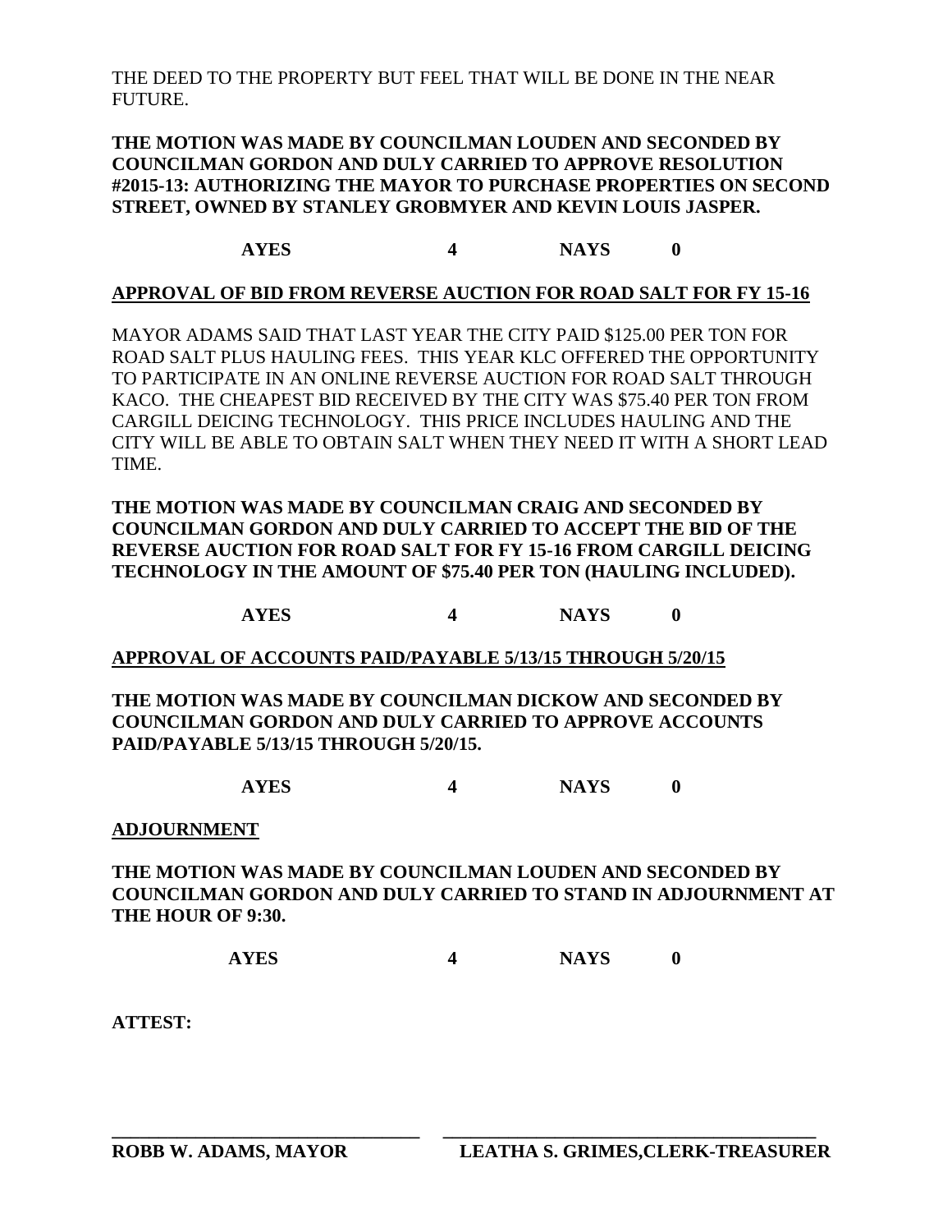THE DEED TO THE PROPERTY BUT FEEL THAT WILL BE DONE IN THE NEAR FUTURE.

**THE MOTION WAS MADE BY COUNCILMAN LOUDEN AND SECONDED BY COUNCILMAN GORDON AND DULY CARRIED TO APPROVE RESOLUTION #2015-13: AUTHORIZING THE MAYOR TO PURCHASE PROPERTIES ON SECOND STREET, OWNED BY STANLEY GROBMYER AND KEVIN LOUIS JASPER.**

**AYES 4 NAYS 0**

**APPROVAL OF BID FROM REVERSE AUCTION FOR ROAD SALT FOR FY 15-16**

MAYOR ADAMS SAID THAT LAST YEAR THE CITY PAID $125.00 PER TON FOR ROAD SALT PLUS HAULING FEES. THIS YEAR KLC OFFERED THE OPPORTUNITY TO PARTICIPATE IN AN ONLINE REVERSE AUCTION FOR ROAD SALT THROUGH KACO. THE CHEAPEST BID RECEIVED BY THE CITY WAS $75.40 PER TON FROM CARGILL DEICING TECHNOLOGY. THIS PRICE INCLUDES HAULING AND THE CITY WILL BE ABLE TO OBTAIN SALT WHEN THEY NEED IT WITH A SHORT LEAD TIME.

**THE MOTION WAS MADE BY COUNCILMAN CRAIG AND SECONDED BY COUNCILMAN GORDON AND DULY CARRIED TO ACCEPT THE BID OF THE REVERSE AUCTION FOR ROAD SALT FOR FY 15-16 FROM CARGILL DEICING TECHNOLOGY IN THE AMOUNT OF $75.40 PER TON (HAULING INCLUDED).**

**AYES 4 NAYS 0**

**APPROVAL OF ACCOUNTS PAID/PAYABLE 5/13/15 THROUGH 5/20/15**

**THE MOTION WAS MADE BY COUNCILMAN DICKOW AND SECONDED BY COUNCILMAN GORDON AND DULY CARRIED TO APPROVE ACCOUNTS PAID/PAYABLE 5/13/15 THROUGH 5/20/15.**

**AYES 4 NAYS 0**

**ADJOURNMENT**

**THE MOTION WAS MADE BY COUNCILMAN LOUDEN AND SECONDED BY COUNCILMAN GORDON AND DULY CARRIED TO STAND IN ADJOURNMENT AT THE HOUR OF 9:30.**

**AYES 4 NAYS 0**

**ATTEST:**

**ROBB W. ADAMS, MAYOR**

**LEATHA S. GRIMES,CLERK-TREASURER**